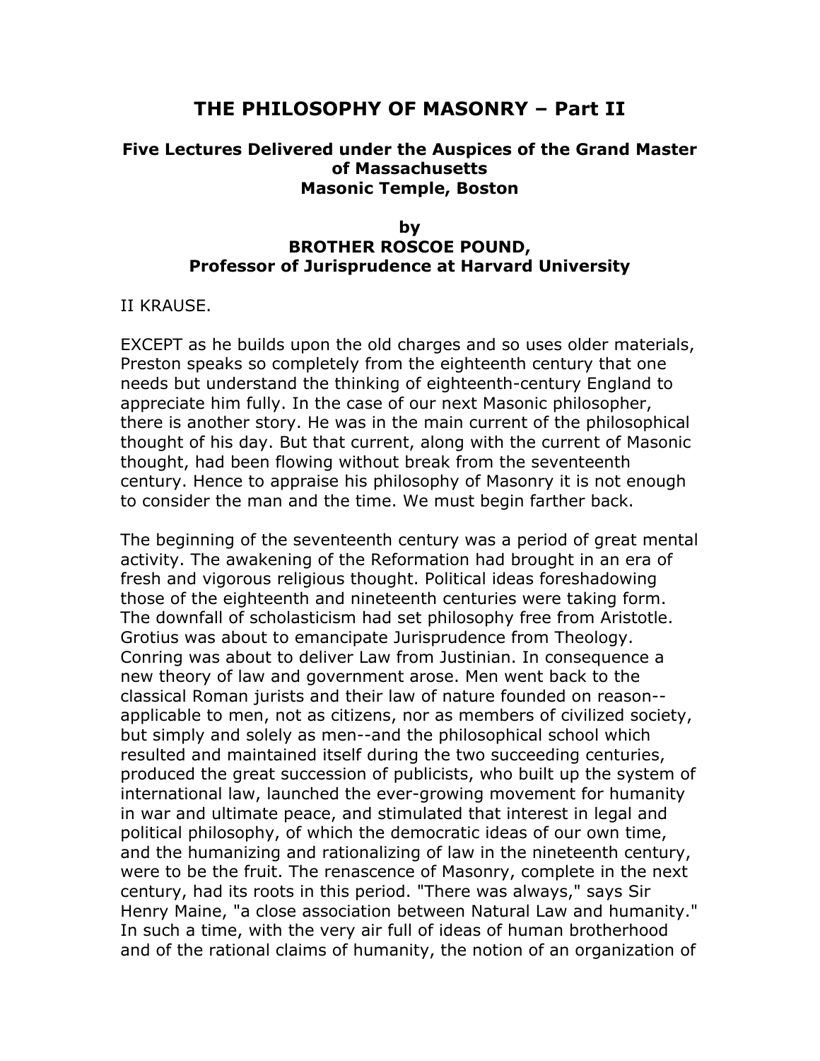# THE PHILOSOPHY OF MASONRY – Part II

### Five Lectures Delivered under the Auspices of the Grand Master of Massachusetts
### Masonic Temple, Boston

### by
### BROTHER ROSCOE POUND,
### Professor of Jurisprudence at Harvard University

## II KRAUSE.

EXCEPT as he builds upon the old charges and so uses older materials, Preston speaks so completely from the eighteenth century that one needs but understand the thinking of eighteenth-century England to appreciate him fully. In the case of our next Masonic philosopher, there is another story. He was in the main current of the philosophical thought of his day. But that current, along with the current of Masonic thought, had been flowing without break from the seventeenth century. Hence to appraise his philosophy of Masonry it is not enough to consider the man and the time. We must begin farther back.

The beginning of the seventeenth century was a period of great mental activity. The awakening of the Reformation had brought in an era of fresh and vigorous religious thought. Political ideas foreshadowing those of the eighteenth and nineteenth centuries were taking form. The downfall of scholasticism had set philosophy free from Aristotle. Grotius was about to emancipate Jurisprudence from Theology. Conring was about to deliver Law from Justinian. In consequence a new theory of law and government arose. Men went back to the classical Roman jurists and their law of nature founded on reason--applicable to men, not as citizens, nor as members of civilized society, but simply and solely as men--and the philosophical school which resulted and maintained itself during the two succeeding centuries, produced the great succession of publicists, who built up the system of international law, launched the ever-growing movement for humanity in war and ultimate peace, and stimulated that interest in legal and political philosophy, of which the democratic ideas of our own time, and the humanizing and rationalizing of law in the nineteenth century, were to be the fruit. The renascence of Masonry, complete in the next century, had its roots in this period. "There was always," says Sir Henry Maine, "a close association between Natural Law and humanity." In such a time, with the very air full of ideas of human brotherhood and of the rational claims of humanity, the notion of an organization of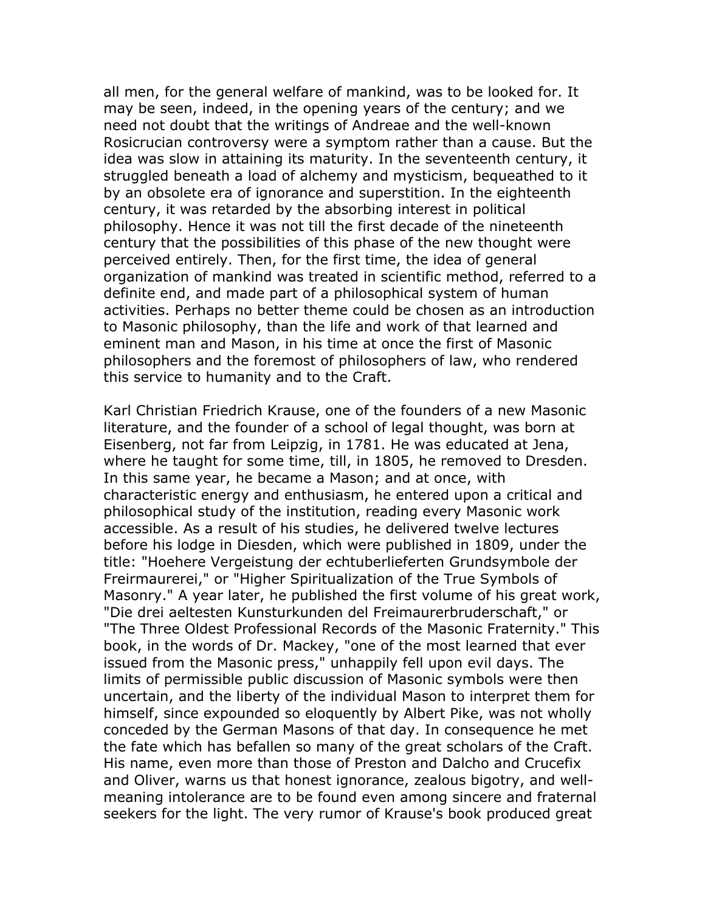all men, for the general welfare of mankind, was to be looked for. It may be seen, indeed, in the opening years of the century; and we need not doubt that the writings of Andreae and the well-known Rosicrucian controversy were a symptom rather than a cause. But the idea was slow in attaining its maturity. In the seventeenth century, it struggled beneath a load of alchemy and mysticism, bequeathed to it by an obsolete era of ignorance and superstition. In the eighteenth century, it was retarded by the absorbing interest in political philosophy. Hence it was not till the first decade of the nineteenth century that the possibilities of this phase of the new thought were perceived entirely. Then, for the first time, the idea of general organization of mankind was treated in scientific method, referred to a definite end, and made part of a philosophical system of human activities. Perhaps no better theme could be chosen as an introduction to Masonic philosophy, than the life and work of that learned and eminent man and Mason, in his time at once the first of Masonic philosophers and the foremost of philosophers of law, who rendered this service to humanity and to the Craft.

Karl Christian Friedrich Krause, one of the founders of a new Masonic literature, and the founder of a school of legal thought, was born at Eisenberg, not far from Leipzig, in 1781. He was educated at Jena, where he taught for some time, till, in 1805, he removed to Dresden. In this same year, he became a Mason; and at once, with characteristic energy and enthusiasm, he entered upon a critical and philosophical study of the institution, reading every Masonic work accessible. As a result of his studies, he delivered twelve lectures before his lodge in Diesden, which were published in 1809, under the title: "Hoehere Vergeistung der echtuberlieferten Grundsymbole der Freirmaurerei," or "Higher Spiritualization of the True Symbols of Masonry." A year later, he published the first volume of his great work, "Die drei aeltesten Kunsturkunden del Freimaurerbruderschaft," or "The Three Oldest Professional Records of the Masonic Fraternity." This book, in the words of Dr. Mackey, "one of the most learned that ever issued from the Masonic press," unhappily fell upon evil days. The limits of permissible public discussion of Masonic symbols were then uncertain, and the liberty of the individual Mason to interpret them for himself, since expounded so eloquently by Albert Pike, was not wholly conceded by the German Masons of that day. In consequence he met the fate which has befallen so many of the great scholars of the Craft. His name, even more than those of Preston and Dalcho and Crucefix and Oliver, warns us that honest ignorance, zealous bigotry, and well-meaning intolerance are to be found even among sincere and fraternal seekers for the light. The very rumor of Krause's book produced great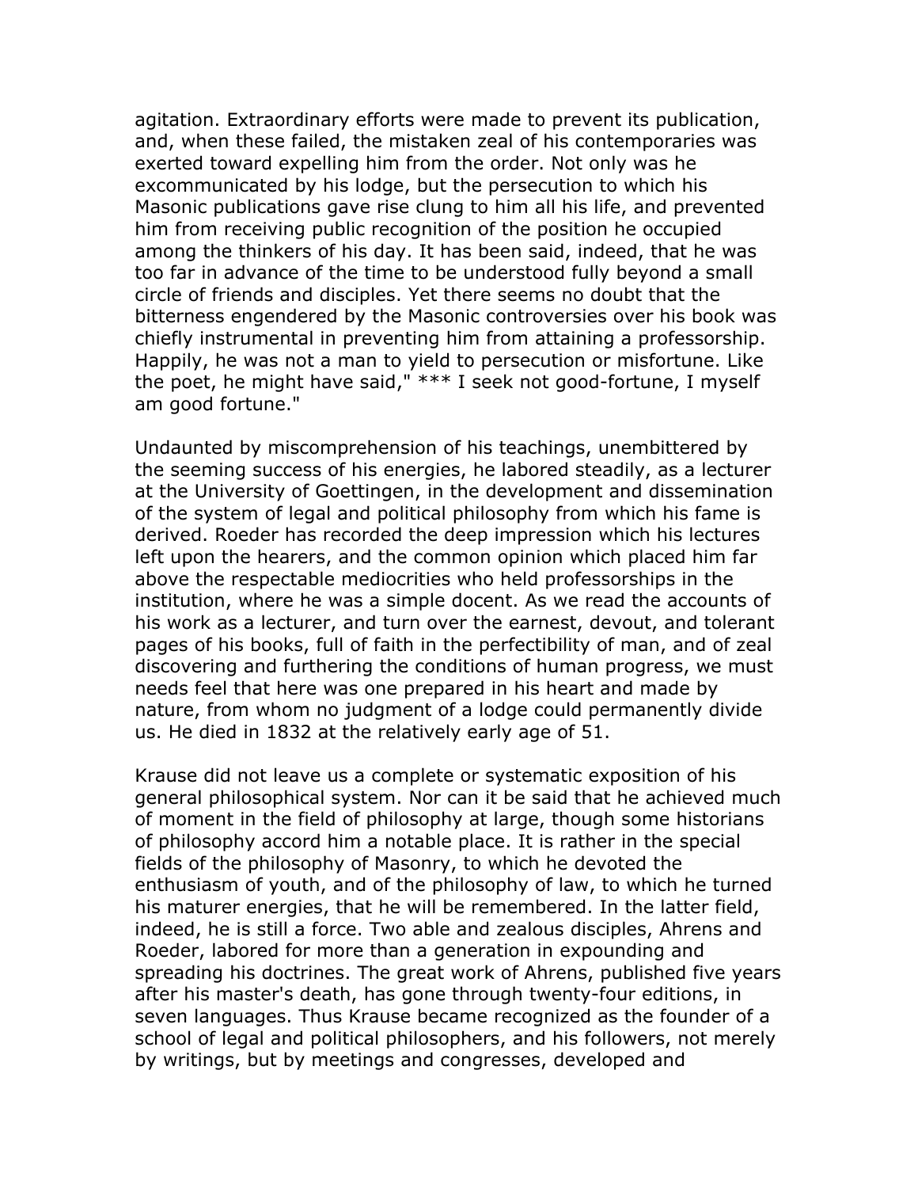agitation. Extraordinary efforts were made to prevent its publication, and, when these failed, the mistaken zeal of his contemporaries was exerted toward expelling him from the order. Not only was he excommunicated by his lodge, but the persecution to which his Masonic publications gave rise clung to him all his life, and prevented him from receiving public recognition of the position he occupied among the thinkers of his day. It has been said, indeed, that he was too far in advance of the time to be understood fully beyond a small circle of friends and disciples. Yet there seems no doubt that the bitterness engendered by the Masonic controversies over his book was chiefly instrumental in preventing him from attaining a professorship. Happily, he was not a man to yield to persecution or misfortune. Like the poet, he might have said," *** I seek not good-fortune, I myself am good fortune."

Undaunted by miscomprehension of his teachings, unembittered by the seeming success of his energies, he labored steadily, as a lecturer at the University of Goettingen, in the development and dissemination of the system of legal and political philosophy from which his fame is derived. Roeder has recorded the deep impression which his lectures left upon the hearers, and the common opinion which placed him far above the respectable mediocrities who held professorships in the institution, where he was a simple docent. As we read the accounts of his work as a lecturer, and turn over the earnest, devout, and tolerant pages of his books, full of faith in the perfectibility of man, and of zeal discovering and furthering the conditions of human progress, we must needs feel that here was one prepared in his heart and made by nature, from whom no judgment of a lodge could permanently divide us. He died in 1832 at the relatively early age of 51.

Krause did not leave us a complete or systematic exposition of his general philosophical system. Nor can it be said that he achieved much of moment in the field of philosophy at large, though some historians of philosophy accord him a notable place. It is rather in the special fields of the philosophy of Masonry, to which he devoted the enthusiasm of youth, and of the philosophy of law, to which he turned his maturer energies, that he will be remembered. In the latter field, indeed, he is still a force. Two able and zealous disciples, Ahrens and Roeder, labored for more than a generation in expounding and spreading his doctrines. The great work of Ahrens, published five years after his master's death, has gone through twenty-four editions, in seven languages. Thus Krause became recognized as the founder of a school of legal and political philosophers, and his followers, not merely by writings, but by meetings and congresses, developed and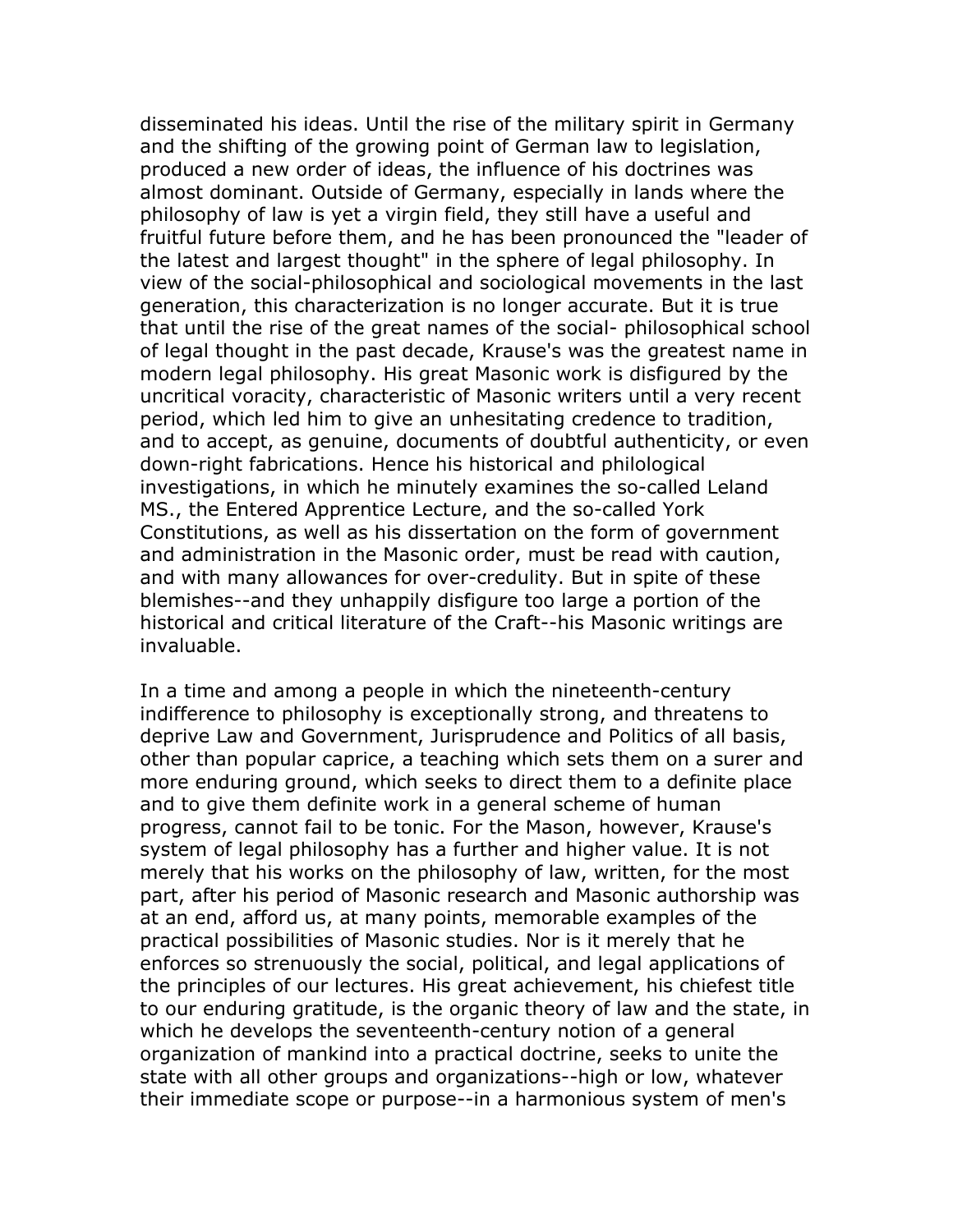disseminated his ideas. Until the rise of the military spirit in Germany and the shifting of the growing point of German law to legislation, produced a new order of ideas, the influence of his doctrines was almost dominant. Outside of Germany, especially in lands where the philosophy of law is yet a virgin field, they still have a useful and fruitful future before them, and he has been pronounced the "leader of the latest and largest thought" in the sphere of legal philosophy. In view of the social-philosophical and sociological movements in the last generation, this characterization is no longer accurate. But it is true that until the rise of the great names of the social- philosophical school of legal thought in the past decade, Krause's was the greatest name in modern legal philosophy. His great Masonic work is disfigured by the uncritical voracity, characteristic of Masonic writers until a very recent period, which led him to give an unhesitating credence to tradition, and to accept, as genuine, documents of doubtful authenticity, or even down-right fabrications. Hence his historical and philological investigations, in which he minutely examines the so-called Leland MS., the Entered Apprentice Lecture, and the so-called York Constitutions, as well as his dissertation on the form of government and administration in the Masonic order, must be read with caution, and with many allowances for over-credulity. But in spite of these blemishes--and they unhappily disfigure too large a portion of the historical and critical literature of the Craft--his Masonic writings are invaluable.

In a time and among a people in which the nineteenth-century indifference to philosophy is exceptionally strong, and threatens to deprive Law and Government, Jurisprudence and Politics of all basis, other than popular caprice, a teaching which sets them on a surer and more enduring ground, which seeks to direct them to a definite place and to give them definite work in a general scheme of human progress, cannot fail to be tonic. For the Mason, however, Krause's system of legal philosophy has a further and higher value. It is not merely that his works on the philosophy of law, written, for the most part, after his period of Masonic research and Masonic authorship was at an end, afford us, at many points, memorable examples of the practical possibilities of Masonic studies. Nor is it merely that he enforces so strenuously the social, political, and legal applications of the principles of our lectures. His great achievement, his chiefest title to our enduring gratitude, is the organic theory of law and the state, in which he develops the seventeenth-century notion of a general organization of mankind into a practical doctrine, seeks to unite the state with all other groups and organizations--high or low, whatever their immediate scope or purpose--in a harmonious system of men's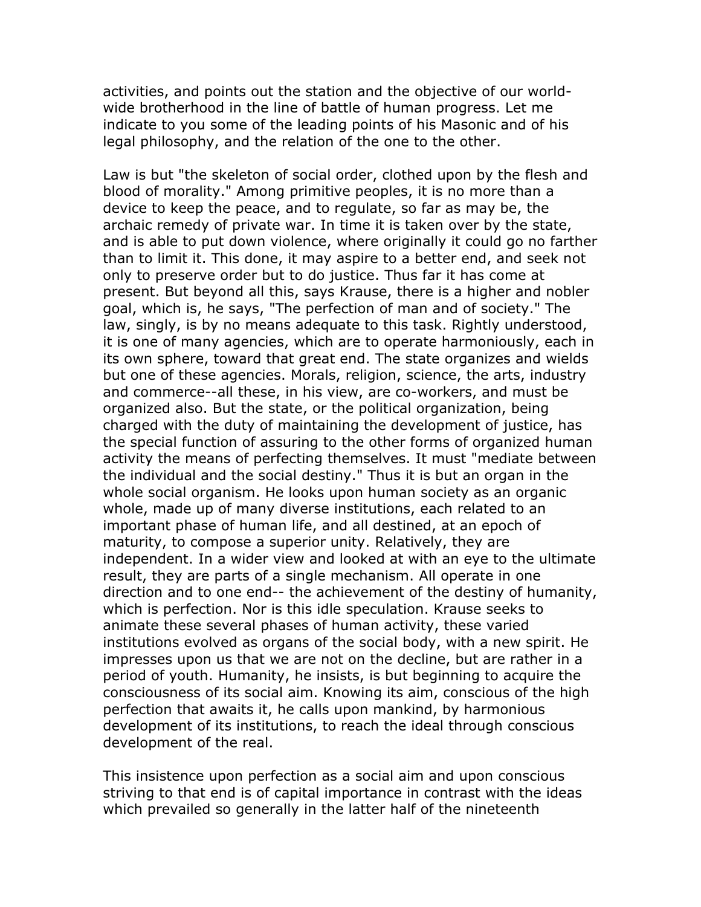activities, and points out the station and the objective of our world-wide brotherhood in the line of battle of human progress. Let me indicate to you some of the leading points of his Masonic and of his legal philosophy, and the relation of the one to the other.

Law is but "the skeleton of social order, clothed upon by the flesh and blood of morality." Among primitive peoples, it is no more than a device to keep the peace, and to regulate, so far as may be, the archaic remedy of private war. In time it is taken over by the state, and is able to put down violence, where originally it could go no farther than to limit it. This done, it may aspire to a better end, and seek not only to preserve order but to do justice. Thus far it has come at present. But beyond all this, says Krause, there is a higher and nobler goal, which is, he says, "The perfection of man and of society." The law, singly, is by no means adequate to this task. Rightly understood, it is one of many agencies, which are to operate harmoniously, each in its own sphere, toward that great end. The state organizes and wields but one of these agencies. Morals, religion, science, the arts, industry and commerce--all these, in his view, are co-workers, and must be organized also. But the state, or the political organization, being charged with the duty of maintaining the development of justice, has the special function of assuring to the other forms of organized human activity the means of perfecting themselves. It must "mediate between the individual and the social destiny." Thus it is but an organ in the whole social organism. He looks upon human society as an organic whole, made up of many diverse institutions, each related to an important phase of human life, and all destined, at an epoch of maturity, to compose a superior unity. Relatively, they are independent. In a wider view and looked at with an eye to the ultimate result, they are parts of a single mechanism. All operate in one direction and to one end-- the achievement of the destiny of humanity, which is perfection. Nor is this idle speculation. Krause seeks to animate these several phases of human activity, these varied institutions evolved as organs of the social body, with a new spirit. He impresses upon us that we are not on the decline, but are rather in a period of youth. Humanity, he insists, is but beginning to acquire the consciousness of its social aim. Knowing its aim, conscious of the high perfection that awaits it, he calls upon mankind, by harmonious development of its institutions, to reach the ideal through conscious development of the real.

This insistence upon perfection as a social aim and upon conscious striving to that end is of capital importance in contrast with the ideas which prevailed so generally in the latter half of the nineteenth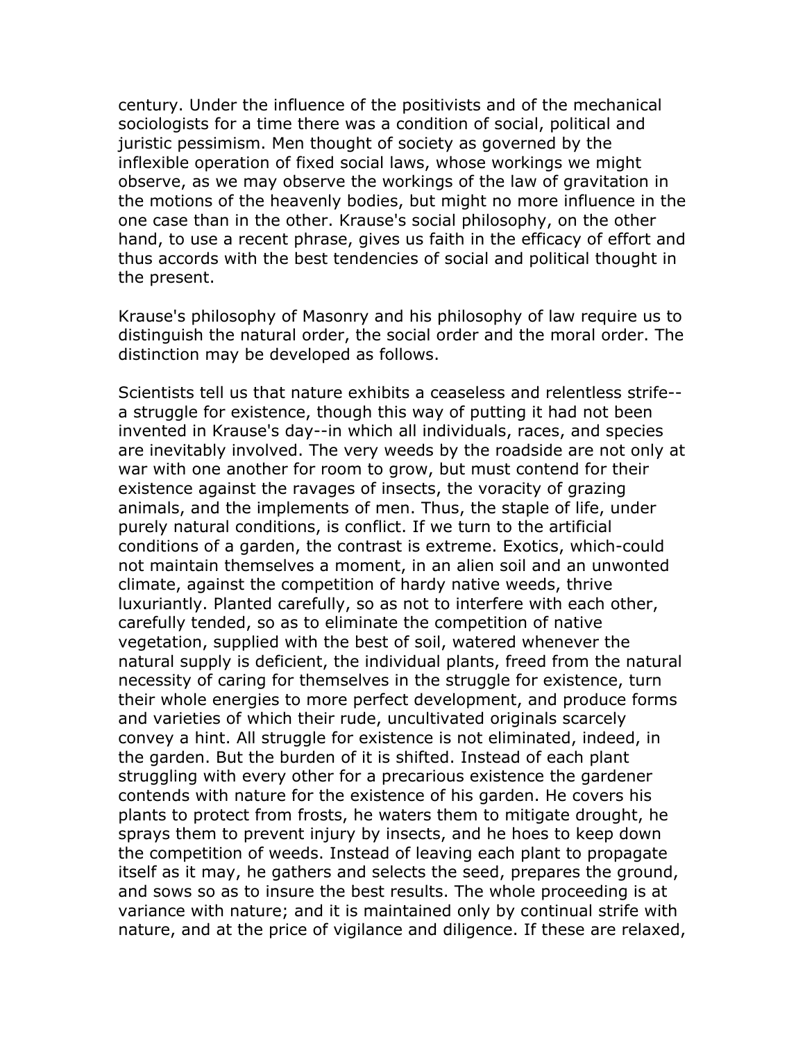century. Under the influence of the positivists and of the mechanical sociologists for a time there was a condition of social, political and juristic pessimism. Men thought of society as governed by the inflexible operation of fixed social laws, whose workings we might observe, as we may observe the workings of the law of gravitation in the motions of the heavenly bodies, but might no more influence in the one case than in the other. Krause's social philosophy, on the other hand, to use a recent phrase, gives us faith in the efficacy of effort and thus accords with the best tendencies of social and political thought in the present.

Krause's philosophy of Masonry and his philosophy of law require us to distinguish the natural order, the social order and the moral order. The distinction may be developed as follows.

Scientists tell us that nature exhibits a ceaseless and relentless strife--a struggle for existence, though this way of putting it had not been invented in Krause's day--in which all individuals, races, and species are inevitably involved. The very weeds by the roadside are not only at war with one another for room to grow, but must contend for their existence against the ravages of insects, the voracity of grazing animals, and the implements of men. Thus, the staple of life, under purely natural conditions, is conflict. If we turn to the artificial conditions of a garden, the contrast is extreme. Exotics, which-could not maintain themselves a moment, in an alien soil and an unwonted climate, against the competition of hardy native weeds, thrive luxuriantly. Planted carefully, so as not to interfere with each other, carefully tended, so as to eliminate the competition of native vegetation, supplied with the best of soil, watered whenever the natural supply is deficient, the individual plants, freed from the natural necessity of caring for themselves in the struggle for existence, turn their whole energies to more perfect development, and produce forms and varieties of which their rude, uncultivated originals scarcely convey a hint. All struggle for existence is not eliminated, indeed, in the garden. But the burden of it is shifted. Instead of each plant struggling with every other for a precarious existence the gardener contends with nature for the existence of his garden. He covers his plants to protect from frosts, he waters them to mitigate drought, he sprays them to prevent injury by insects, and he hoes to keep down the competition of weeds. Instead of leaving each plant to propagate itself as it may, he gathers and selects the seed, prepares the ground, and sows so as to insure the best results. The whole proceeding is at variance with nature; and it is maintained only by continual strife with nature, and at the price of vigilance and diligence. If these are relaxed,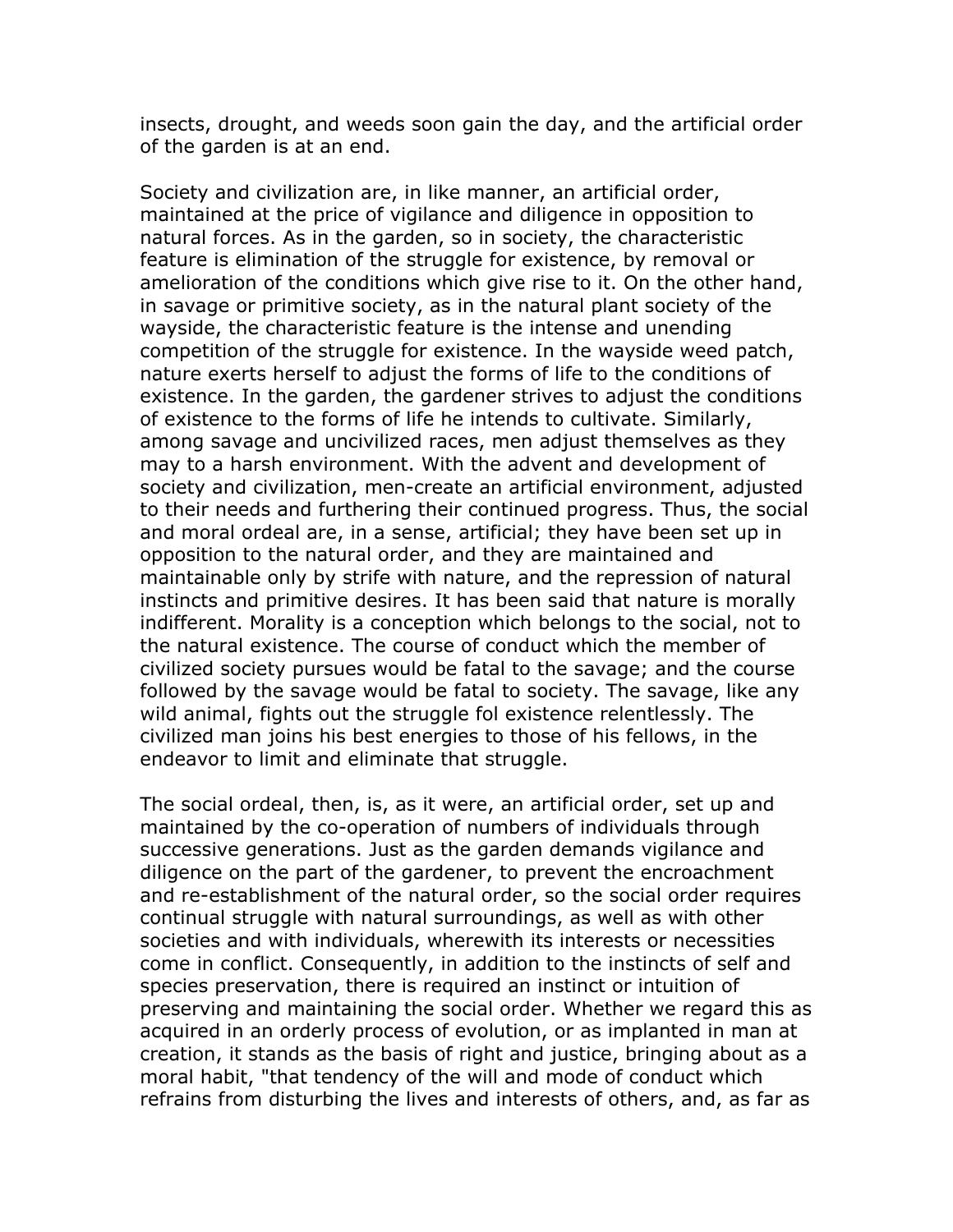insects, drought, and weeds soon gain the day, and the artificial order of the garden is at an end.

Society and civilization are, in like manner, an artificial order, maintained at the price of vigilance and diligence in opposition to natural forces. As in the garden, so in society, the characteristic feature is elimination of the struggle for existence, by removal or amelioration of the conditions which give rise to it. On the other hand, in savage or primitive society, as in the natural plant society of the wayside, the characteristic feature is the intense and unending competition of the struggle for existence. In the wayside weed patch, nature exerts herself to adjust the forms of life to the conditions of existence. In the garden, the gardener strives to adjust the conditions of existence to the forms of life he intends to cultivate. Similarly, among savage and uncivilized races, men adjust themselves as they may to a harsh environment. With the advent and development of society and civilization, men-create an artificial environment, adjusted to their needs and furthering their continued progress. Thus, the social and moral ordeal are, in a sense, artificial; they have been set up in opposition to the natural order, and they are maintained and maintainable only by strife with nature, and the repression of natural instincts and primitive desires. It has been said that nature is morally indifferent. Morality is a conception which belongs to the social, not to the natural existence. The course of conduct which the member of civilized society pursues would be fatal to the savage; and the course followed by the savage would be fatal to society. The savage, like any wild animal, fights out the struggle fol existence relentlessly. The civilized man joins his best energies to those of his fellows, in the endeavor to limit and eliminate that struggle.

The social ordeal, then, is, as it were, an artificial order, set up and maintained by the co-operation of numbers of individuals through successive generations. Just as the garden demands vigilance and diligence on the part of the gardener, to prevent the encroachment and re-establishment of the natural order, so the social order requires continual struggle with natural surroundings, as well as with other societies and with individuals, wherewith its interests or necessities come in conflict. Consequently, in addition to the instincts of self and species preservation, there is required an instinct or intuition of preserving and maintaining the social order. Whether we regard this as acquired in an orderly process of evolution, or as implanted in man at creation, it stands as the basis of right and justice, bringing about as a moral habit, "that tendency of the will and mode of conduct which refrains from disturbing the lives and interests of others, and, as far as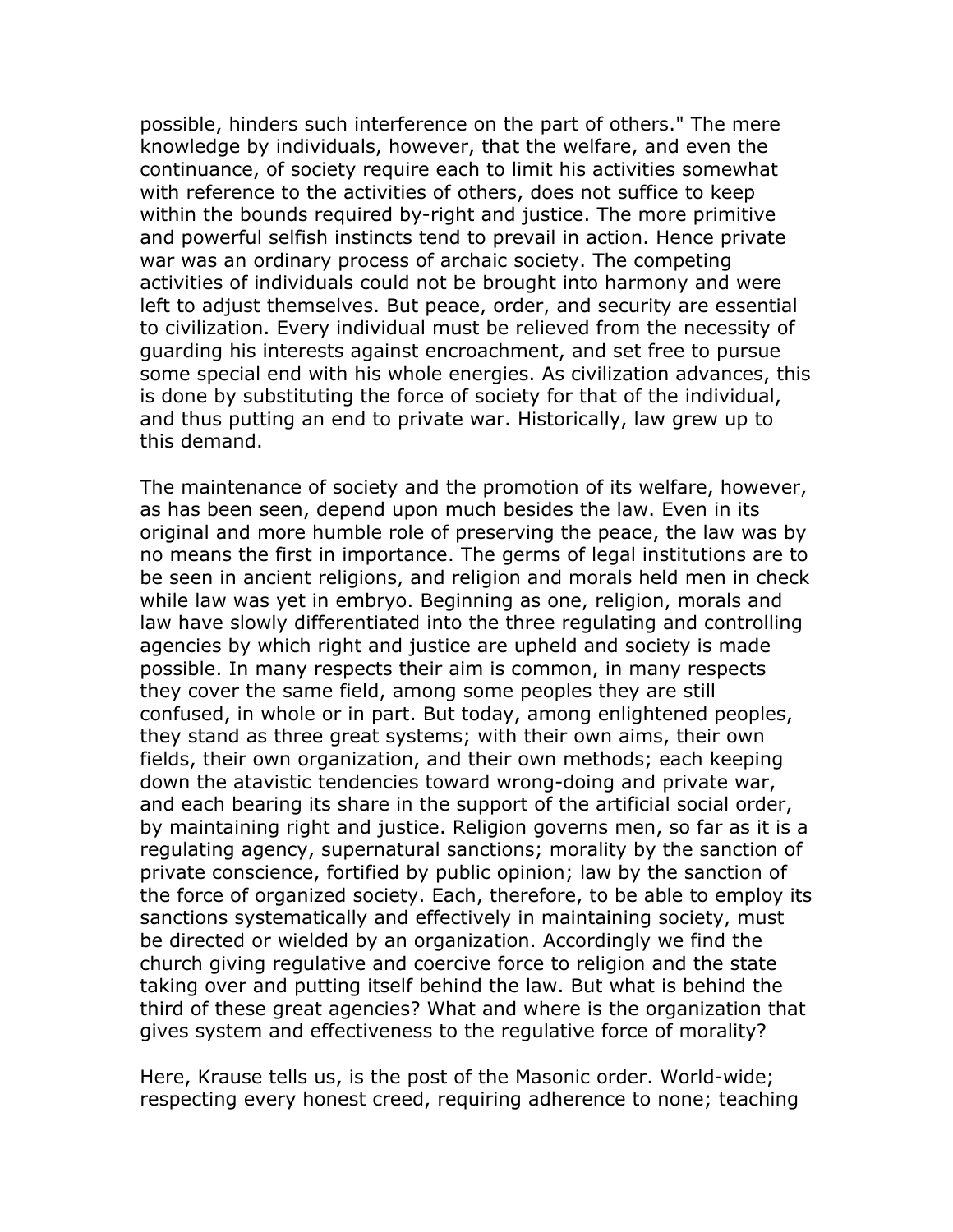possible, hinders such interference on the part of others." The mere knowledge by individuals, however, that the welfare, and even the continuance, of society require each to limit his activities somewhat with reference to the activities of others, does not suffice to keep within the bounds required by-right and justice. The more primitive and powerful selfish instincts tend to prevail in action. Hence private war was an ordinary process of archaic society. The competing activities of individuals could not be brought into harmony and were left to adjust themselves. But peace, order, and security are essential to civilization. Every individual must be relieved from the necessity of guarding his interests against encroachment, and set free to pursue some special end with his whole energies. As civilization advances, this is done by substituting the force of society for that of the individual, and thus putting an end to private war. Historically, law grew up to this demand.

The maintenance of society and the promotion of its welfare, however, as has been seen, depend upon much besides the law. Even in its original and more humble role of preserving the peace, the law was by no means the first in importance. The germs of legal institutions are to be seen in ancient religions, and religion and morals held men in check while law was yet in embryo. Beginning as one, religion, morals and law have slowly differentiated into the three regulating and controlling agencies by which right and justice are upheld and society is made possible. In many respects their aim is common, in many respects they cover the same field, among some peoples they are still confused, in whole or in part. But today, among enlightened peoples, they stand as three great systems; with their own aims, their own fields, their own organization, and their own methods; each keeping down the atavistic tendencies toward wrong-doing and private war, and each bearing its share in the support of the artificial social order, by maintaining right and justice. Religion governs men, so far as it is a regulating agency, supernatural sanctions; morality by the sanction of private conscience, fortified by public opinion; law by the sanction of the force of organized society. Each, therefore, to be able to employ its sanctions systematically and effectively in maintaining society, must be directed or wielded by an organization. Accordingly we find the church giving regulative and coercive force to religion and the state taking over and putting itself behind the law. But what is behind the third of these great agencies? What and where is the organization that gives system and effectiveness to the regulative force of morality?

Here, Krause tells us, is the post of the Masonic order. World-wide; respecting every honest creed, requiring adherence to none; teaching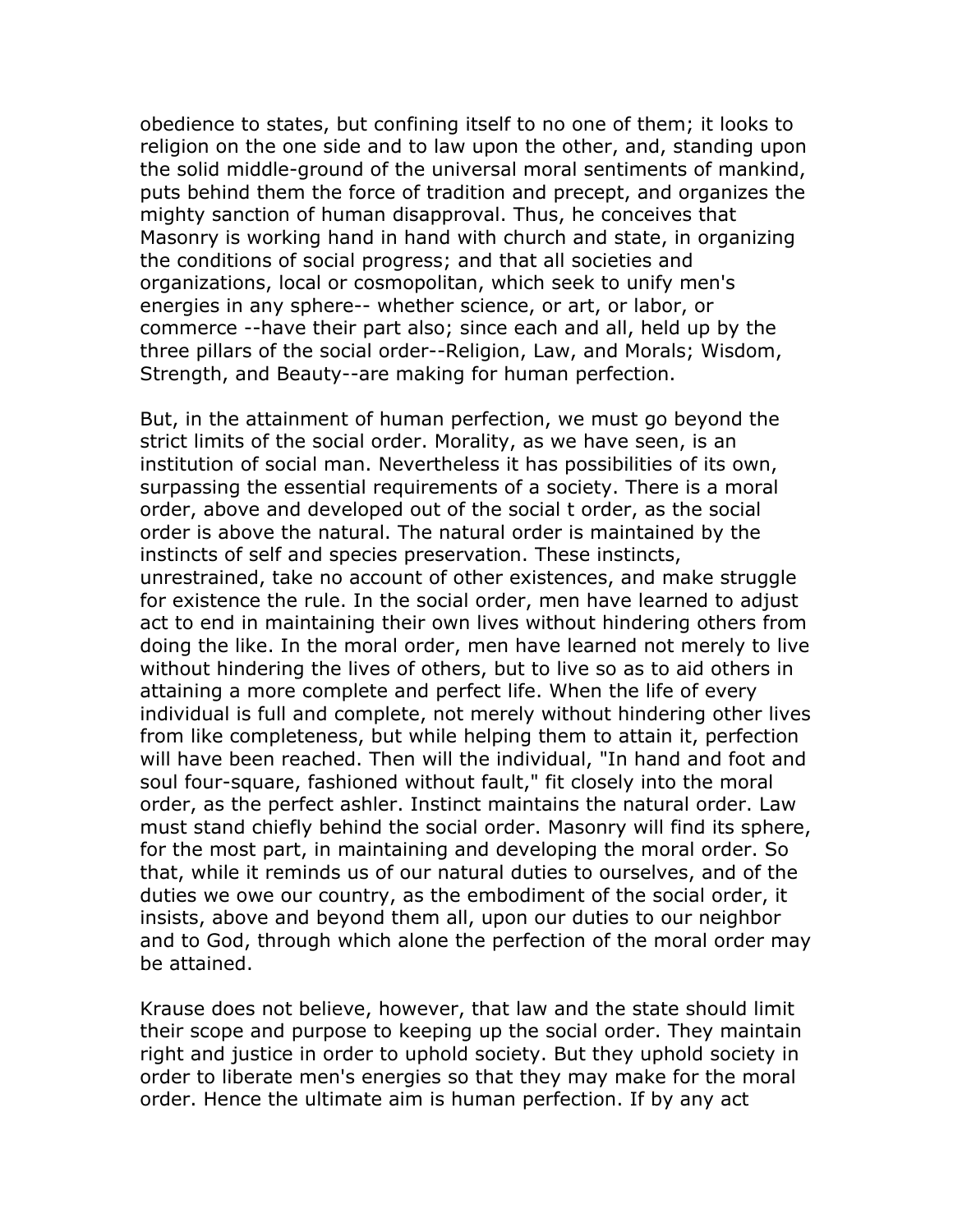obedience to states, but confining itself to no one of them; it looks to religion on the one side and to law upon the other, and, standing upon the solid middle-ground of the universal moral sentiments of mankind, puts behind them the force of tradition and precept, and organizes the mighty sanction of human disapproval. Thus, he conceives that Masonry is working hand in hand with church and state, in organizing the conditions of social progress; and that all societies and organizations, local or cosmopolitan, which seek to unify men's energies in any sphere-- whether science, or art, or labor, or commerce --have their part also; since each and all, held up by the three pillars of the social order--Religion, Law, and Morals; Wisdom, Strength, and Beauty--are making for human perfection.

But, in the attainment of human perfection, we must go beyond the strict limits of the social order. Morality, as we have seen, is an institution of social man. Nevertheless it has possibilities of its own, surpassing the essential requirements of a society. There is a moral order, above and developed out of the social t order, as the social order is above the natural. The natural order is maintained by the instincts of self and species preservation. These instincts, unrestrained, take no account of other existences, and make struggle for existence the rule. In the social order, men have learned to adjust act to end in maintaining their own lives without hindering others from doing the like. In the moral order, men have learned not merely to live without hindering the lives of others, but to live so as to aid others in attaining a more complete and perfect life. When the life of every individual is full and complete, not merely without hindering other lives from like completeness, but while helping them to attain it, perfection will have been reached. Then will the individual, "In hand and foot and soul four-square, fashioned without fault," fit closely into the moral order, as the perfect ashler. Instinct maintains the natural order. Law must stand chiefly behind the social order. Masonry will find its sphere, for the most part, in maintaining and developing the moral order. So that, while it reminds us of our natural duties to ourselves, and of the duties we owe our country, as the embodiment of the social order, it insists, above and beyond them all, upon our duties to our neighbor and to God, through which alone the perfection of the moral order may be attained.

Krause does not believe, however, that law and the state should limit their scope and purpose to keeping up the social order. They maintain right and justice in order to uphold society. But they uphold society in order to liberate men's energies so that they may make for the moral order. Hence the ultimate aim is human perfection. If by any act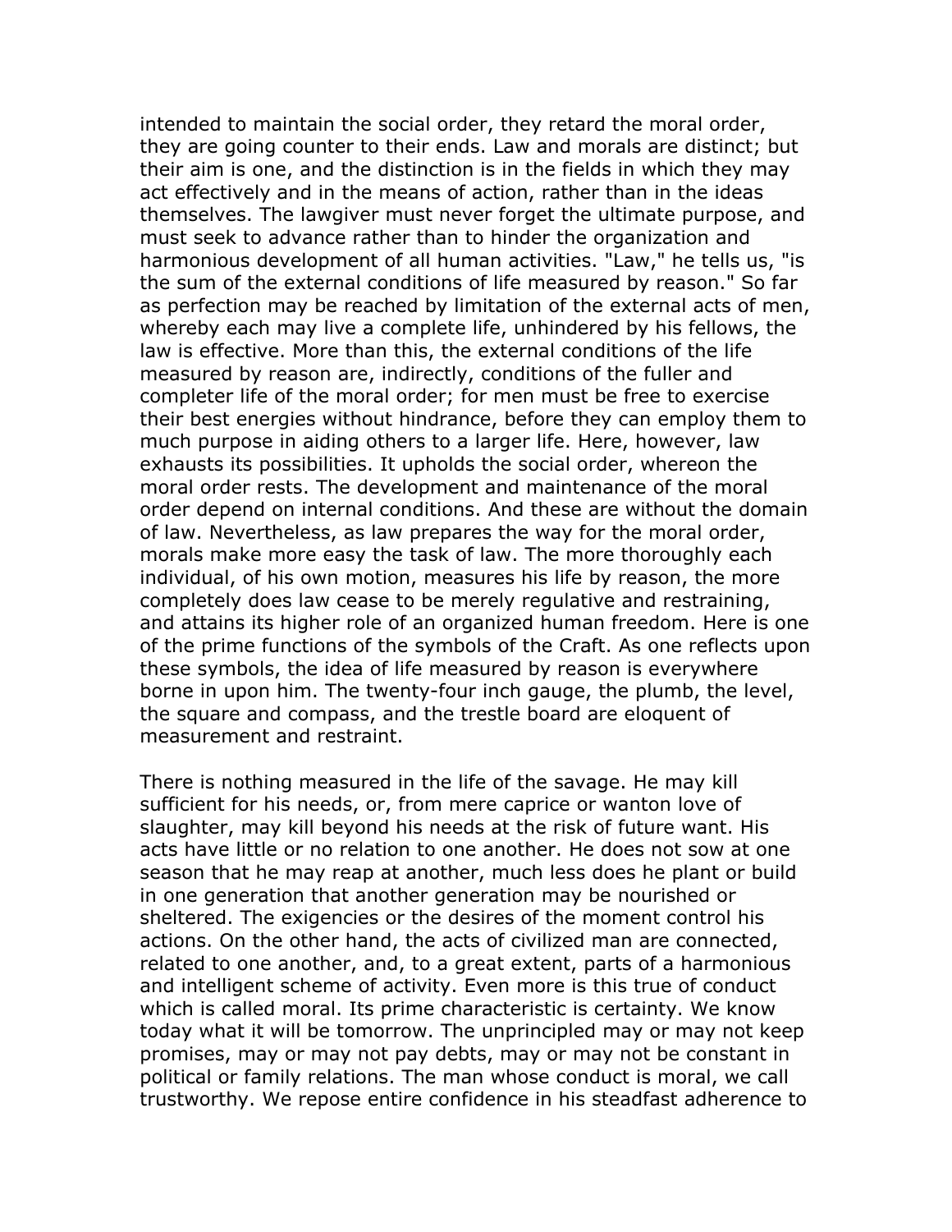intended to maintain the social order, they retard the moral order, they are going counter to their ends. Law and morals are distinct; but their aim is one, and the distinction is in the fields in which they may act effectively and in the means of action, rather than in the ideas themselves. The lawgiver must never forget the ultimate purpose, and must seek to advance rather than to hinder the organization and harmonious development of all human activities. "Law," he tells us, "is the sum of the external conditions of life measured by reason." So far as perfection may be reached by limitation of the external acts of men, whereby each may live a complete life, unhindered by his fellows, the law is effective. More than this, the external conditions of the life measured by reason are, indirectly, conditions of the fuller and completer life of the moral order; for men must be free to exercise their best energies without hindrance, before they can employ them to much purpose in aiding others to a larger life. Here, however, law exhausts its possibilities. It upholds the social order, whereon the moral order rests. The development and maintenance of the moral order depend on internal conditions. And these are without the domain of law. Nevertheless, as law prepares the way for the moral order, morals make more easy the task of law. The more thoroughly each individual, of his own motion, measures his life by reason, the more completely does law cease to be merely regulative and restraining, and attains its higher role of an organized human freedom. Here is one of the prime functions of the symbols of the Craft. As one reflects upon these symbols, the idea of life measured by reason is everywhere borne in upon him. The twenty-four inch gauge, the plumb, the level, the square and compass, and the trestle board are eloquent of measurement and restraint.

There is nothing measured in the life of the savage. He may kill sufficient for his needs, or, from mere caprice or wanton love of slaughter, may kill beyond his needs at the risk of future want. His acts have little or no relation to one another. He does not sow at one season that he may reap at another, much less does he plant or build in one generation that another generation may be nourished or sheltered. The exigencies or the desires of the moment control his actions. On the other hand, the acts of civilized man are connected, related to one another, and, to a great extent, parts of a harmonious and intelligent scheme of activity. Even more is this true of conduct which is called moral. Its prime characteristic is certainty. We know today what it will be tomorrow. The unprincipled may or may not keep promises, may or may not pay debts, may or may not be constant in political or family relations. The man whose conduct is moral, we call trustworthy. We repose entire confidence in his steadfast adherence to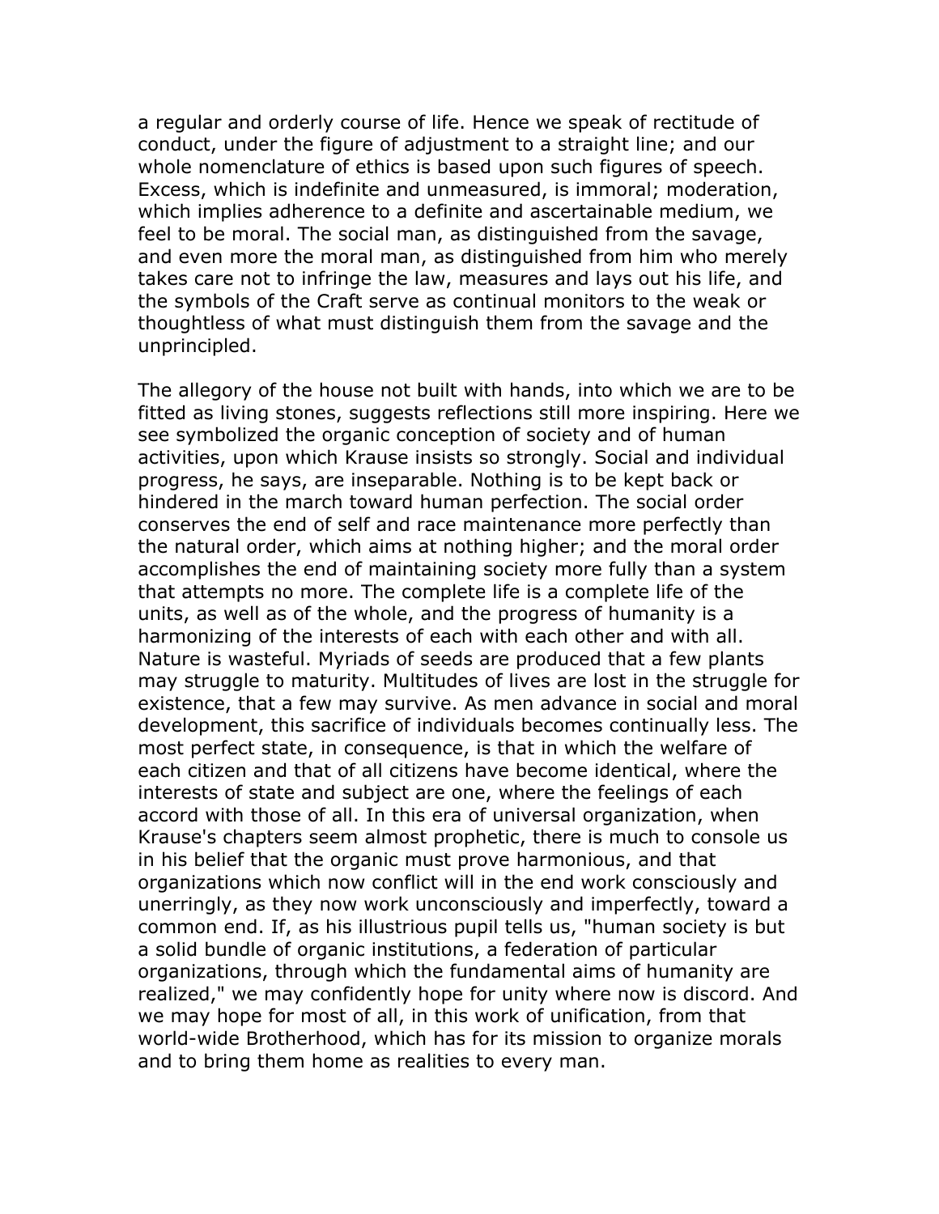a regular and orderly course of life. Hence we speak of rectitude of conduct, under the figure of adjustment to a straight line; and our whole nomenclature of ethics is based upon such figures of speech. Excess, which is indefinite and unmeasured, is immoral; moderation, which implies adherence to a definite and ascertainable medium, we feel to be moral. The social man, as distinguished from the savage, and even more the moral man, as distinguished from him who merely takes care not to infringe the law, measures and lays out his life, and the symbols of the Craft serve as continual monitors to the weak or thoughtless of what must distinguish them from the savage and the unprincipled.

The allegory of the house not built with hands, into which we are to be fitted as living stones, suggests reflections still more inspiring. Here we see symbolized the organic conception of society and of human activities, upon which Krause insists so strongly. Social and individual progress, he says, are inseparable. Nothing is to be kept back or hindered in the march toward human perfection. The social order conserves the end of self and race maintenance more perfectly than the natural order, which aims at nothing higher; and the moral order accomplishes the end of maintaining society more fully than a system that attempts no more. The complete life is a complete life of the units, as well as of the whole, and the progress of humanity is a harmonizing of the interests of each with each other and with all. Nature is wasteful. Myriads of seeds are produced that a few plants may struggle to maturity. Multitudes of lives are lost in the struggle for existence, that a few may survive. As men advance in social and moral development, this sacrifice of individuals becomes continually less. The most perfect state, in consequence, is that in which the welfare of each citizen and that of all citizens have become identical, where the interests of state and subject are one, where the feelings of each accord with those of all. In this era of universal organization, when Krause's chapters seem almost prophetic, there is much to console us in his belief that the organic must prove harmonious, and that organizations which now conflict will in the end work consciously and unerringly, as they now work unconsciously and imperfectly, toward a common end. If, as his illustrious pupil tells us, "human society is but a solid bundle of organic institutions, a federation of particular organizations, through which the fundamental aims of humanity are realized," we may confidently hope for unity where now is discord. And we may hope for most of all, in this work of unification, from that world-wide Brotherhood, which has for its mission to organize morals and to bring them home as realities to every man.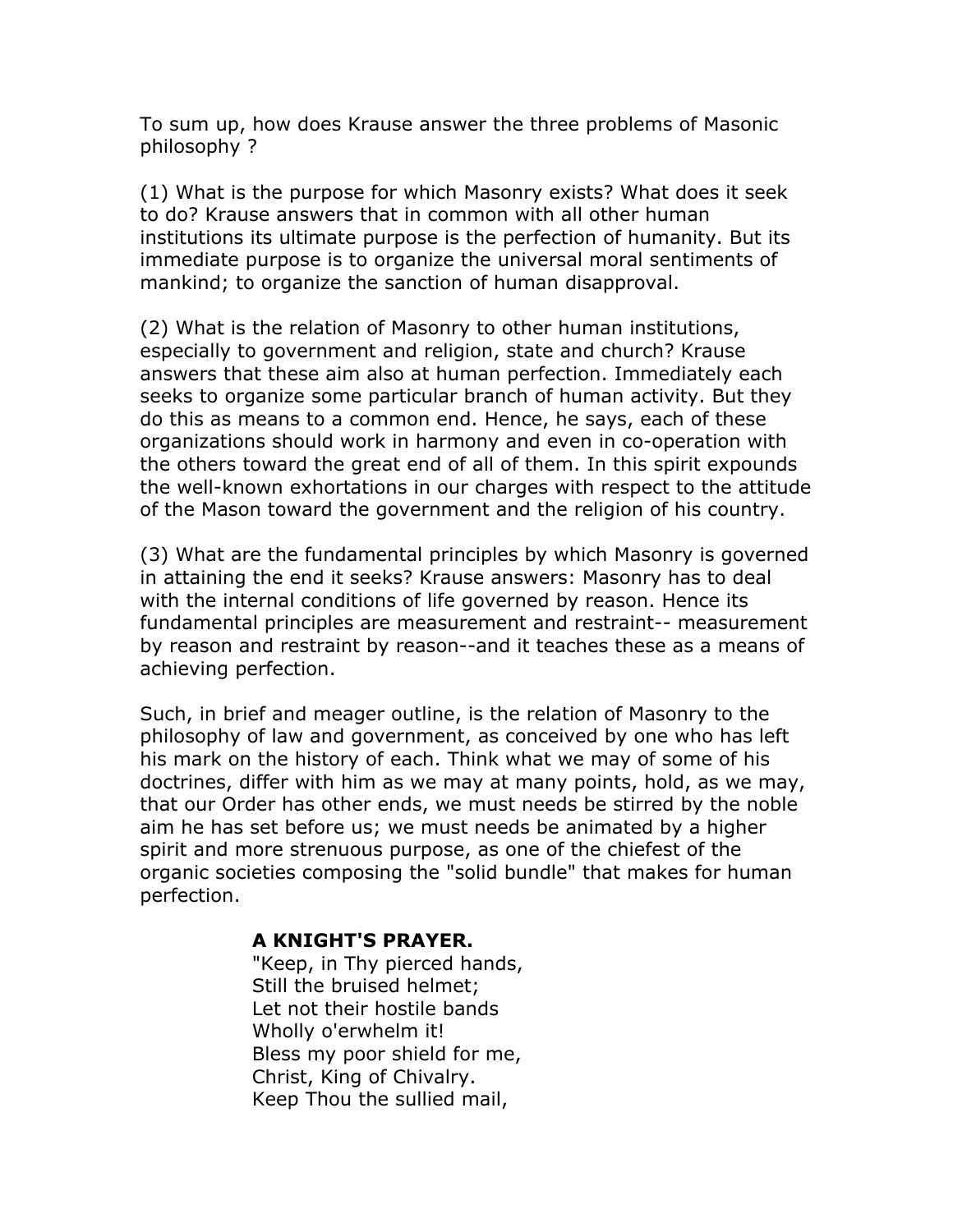To sum up, how does Krause answer the three problems of Masonic philosophy ?

(1) What is the purpose for which Masonry exists? What does it seek to do? Krause answers that in common with all other human institutions its ultimate purpose is the perfection of humanity. But its immediate purpose is to organize the universal moral sentiments of mankind; to organize the sanction of human disapproval.

(2) What is the relation of Masonry to other human institutions, especially to government and religion, state and church? Krause answers that these aim also at human perfection. Immediately each seeks to organize some particular branch of human activity. But they do this as means to a common end. Hence, he says, each of these organizations should work in harmony and even in co-operation with the others toward the great end of all of them. In this spirit expounds the well-known exhortations in our charges with respect to the attitude of the Mason toward the government and the religion of his country.

(3) What are the fundamental principles by which Masonry is governed in attaining the end it seeks? Krause answers: Masonry has to deal with the internal conditions of life governed by reason. Hence its fundamental principles are measurement and restraint-- measurement by reason and restraint by reason--and it teaches these as a means of achieving perfection.

Such, in brief and meager outline, is the relation of Masonry to the philosophy of law and government, as conceived by one who has left his mark on the history of each. Think what we may of some of his doctrines, differ with him as we may at many points, hold, as we may, that our Order has other ends, we must needs be stirred by the noble aim he has set before us; we must needs be animated by a higher spirit and more strenuous purpose, as one of the chiefest of the organic societies composing the "solid bundle" that makes for human perfection.

**A KNIGHT'S PRAYER.**

"Keep, in Thy pierced hands,  
Still the bruised helmet;  
Let not their hostile bands  
Wholly o'erwhelm it!  
Bless my poor shield for me,  
Christ, King of Chivalry.  
Keep Thou the sullied mail,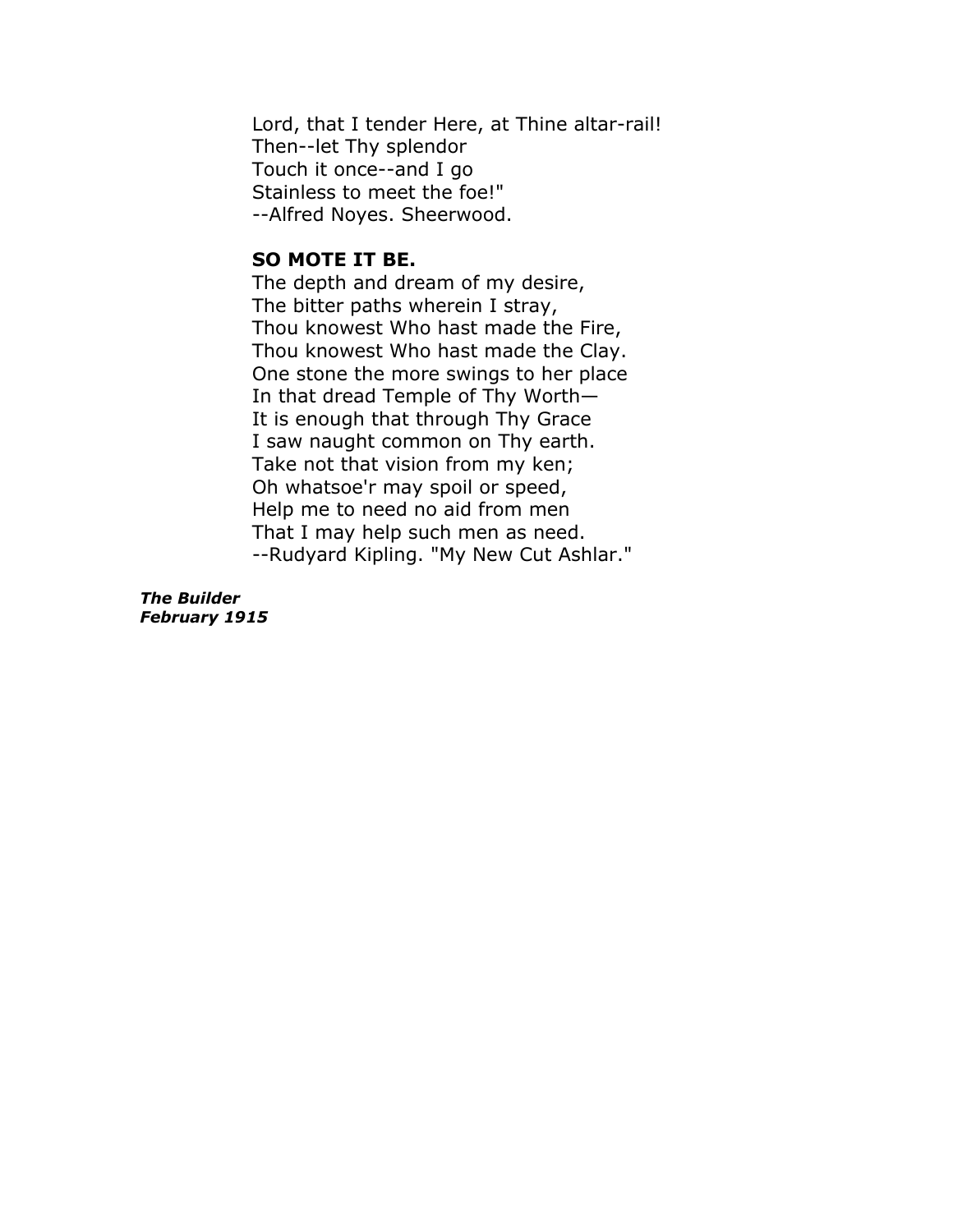Lord, that I tender Here, at Thine altar-rail!
Then--let Thy splendor
Touch it once--and I go
Stainless to meet the foe!"
--Alfred Noyes. Sheerwood.

**SO MOTE IT BE.**

The depth and dream of my desire,
The bitter paths wherein I stray,
Thou knowest Who hast made the Fire,
Thou knowest Who hast made the Clay.
One stone the more swings to her place
In that dread Temple of Thy Worth—
It is enough that through Thy Grace
I saw naught common on Thy earth.
Take not that vision from my ken;
Oh whatsoe'r may spoil or speed,
Help me to need no aid from men
That I may help such men as need.
--Rudyard Kipling. "My New Cut Ashlar."

***The Builder***
***February 1915***